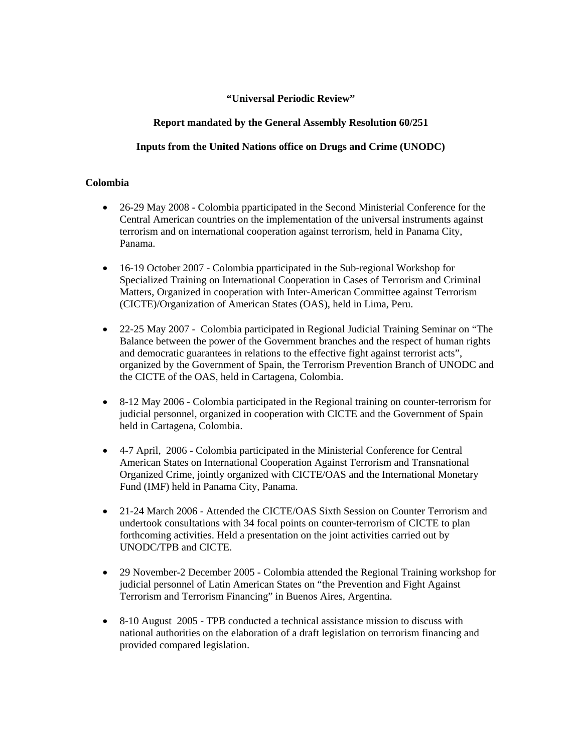**"Universal Periodic Review"**

**Report mandated by the General Assembly Resolution 60/251**

**Inputs from the United Nations office on Drugs and Crime (UNODC)**

**Colombia**

- 26-29 May 2008 - Colombia pparticipated in the Second Ministerial Conference for the Central American countries on the implementation of the universal instruments against terrorism and on international cooperation against terrorism, held in Panama City, Panama.

- 16-19 October 2007 - Colombia pparticipated in the Sub-regional Workshop for Specialized Training on International Cooperation in Cases of Terrorism and Criminal Matters, Organized in cooperation with Inter-American Committee against Terrorism (CICTE)/Organization of American States (OAS), held in Lima, Peru.

- 22-25 May 2007 - Colombia participated in Regional Judicial Training Seminar on "The Balance between the power of the Government branches and the respect of human rights and democratic guarantees in relations to the effective fight against terrorist acts", organized by the Government of Spain, the Terrorism Prevention Branch of UNODC and the CICTE of the OAS, held in Cartagena, Colombia.

- 8-12 May 2006 - Colombia participated in the Regional training on counter-terrorism for judicial personnel, organized in cooperation with CICTE and the Government of Spain held in Cartagena, Colombia.

- 4-7 April, 2006 - Colombia participated in the Ministerial Conference for Central American States on International Cooperation Against Terrorism and Transnational Organized Crime, jointly organized with CICTE/OAS and the International Monetary Fund (IMF) held in Panama City, Panama.

- 21-24 March 2006 - Attended the CICTE/OAS Sixth Session on Counter Terrorism and undertook consultations with 34 focal points on counter-terrorism of CICTE to plan forthcoming activities. Held a presentation on the joint activities carried out by UNODC/TPB and CICTE.

- 29 November-2 December 2005 - Colombia attended the Regional Training workshop for judicial personnel of Latin American States on "the Prevention and Fight Against Terrorism and Terrorism Financing" in Buenos Aires, Argentina.

- 8-10 August 2005 - TPB conducted a technical assistance mission to discuss with national authorities on the elaboration of a draft legislation on terrorism financing and provided compared legislation.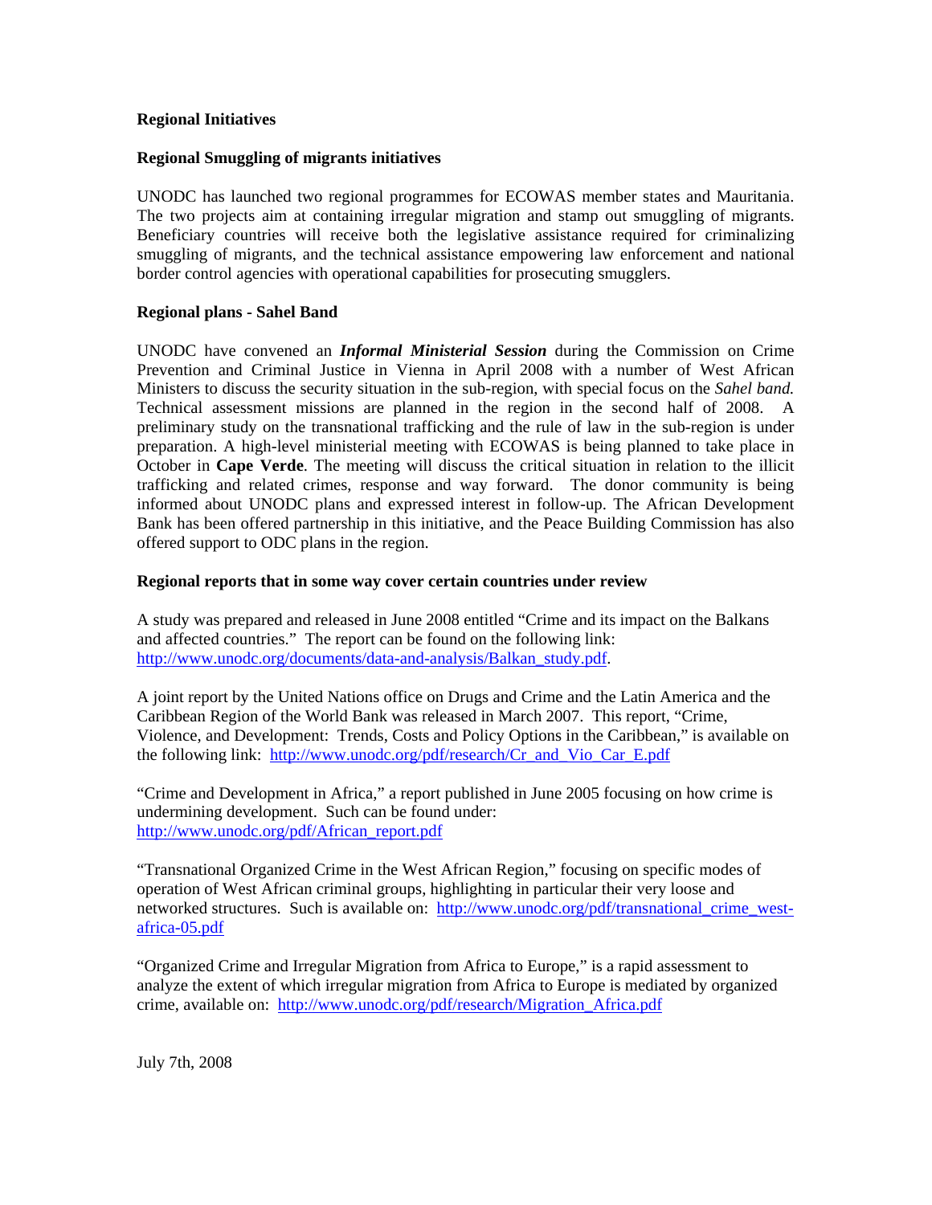**Regional Initiatives**

**Regional Smuggling of migrants initiatives**

UNODC has launched two regional programmes for ECOWAS member states and Mauritania. The two projects aim at containing irregular migration and stamp out smuggling of migrants. Beneficiary countries will receive both the legislative assistance required for criminalizing smuggling of migrants, and the technical assistance empowering law enforcement and national border control agencies with operational capabilities for prosecuting smugglers.

**Regional plans - Sahel Band**

UNODC have convened an ***Informal Ministerial Session*** during the Commission on Crime Prevention and Criminal Justice in Vienna in April 2008 with a number of West African Ministers to discuss the security situation in the sub-region, with special focus on the *Sahel band.* Technical assessment missions are planned in the region in the second half of 2008. A preliminary study on the transnational trafficking and the rule of law in the sub-region is under preparation. A high-level ministerial meeting with ECOWAS is being planned to take place in October in **Cape Verde**. The meeting will discuss the critical situation in relation to the illicit trafficking and related crimes, response and way forward. The donor community is being informed about UNODC plans and expressed interest in follow-up. The African Development Bank has been offered partnership in this initiative, and the Peace Building Commission has also offered support to ODC plans in the region.

**Regional reports that in some way cover certain countries under review**

A study was prepared and released in June 2008 entitled "Crime and its impact on the Balkans and affected countries." The report can be found on the following link: http://www.unodc.org/documents/data-and-analysis/Balkan_study.pdf.

A joint report by the United Nations office on Drugs and Crime and the Latin America and the Caribbean Region of the World Bank was released in March 2007. This report, "Crime, Violence, and Development: Trends, Costs and Policy Options in the Caribbean," is available on the following link: http://www.unodc.org/pdf/research/Cr_and_Vio_Car_E.pdf

"Crime and Development in Africa," a report published in June 2005 focusing on how crime is undermining development. Such can be found under: http://www.unodc.org/pdf/African_report.pdf

"Transnational Organized Crime in the West African Region," focusing on specific modes of operation of West African criminal groups, highlighting in particular their very loose and networked structures. Such is available on: http://www.unodc.org/pdf/transnational_crime_west-africa-05.pdf

"Organized Crime and Irregular Migration from Africa to Europe," is a rapid assessment to analyze the extent of which irregular migration from Africa to Europe is mediated by organized crime, available on: http://www.unodc.org/pdf/research/Migration_Africa.pdf

July 7th, 2008